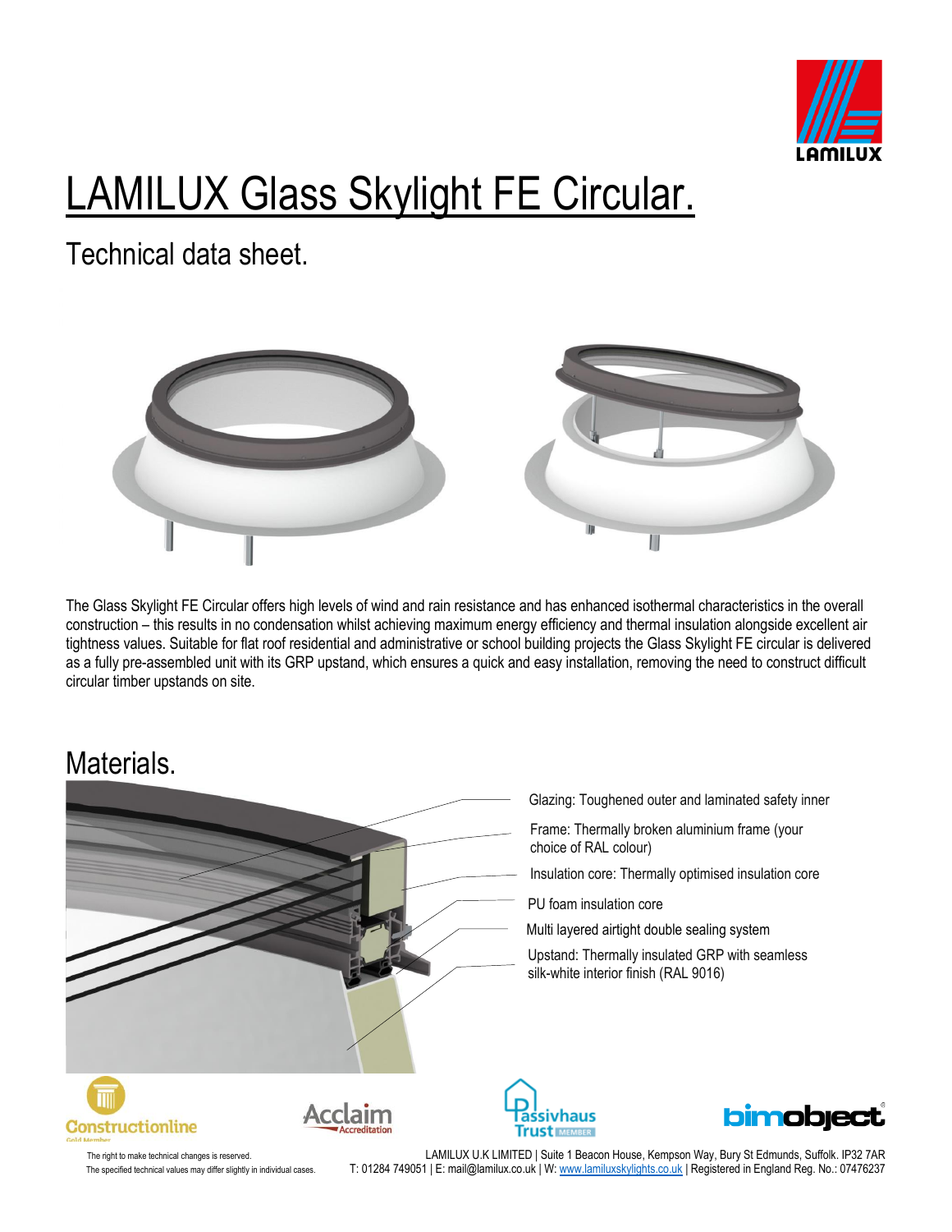# LAMILUX Glass Skylight FE Circular.

## Technical data sheet.

The Glass Skylight FE Circular offers high levels of wind and rain resistance and has enhanced isothermal characteristics in the overall construction – this results in no condensation whilst achieving maximum energy efficiency and thermal insulation alongside excellent air tightness values. Suitable for flat roof residential and administrative or school building projects the Glass Skylight FE circular is delivered as a fully pre-assembled unit with its GRP upstand, which ensures a quick and easy installation, removing the need to construct difficult circular timber upstands on site.

## Materials.

Glazing: Toughened outer and laminated safety inner

Frame: Thermally broken aluminium frame (your choice of RAL colour)

Insulation core: Thermally optimised insulation core

PU foam insulation core

Multi layered airtight double sealing system

Upstand: Thermally insulated GRP with seamless silk-white interior finish (RAL 9016)

The right to make technical changes is reserved.
The specified technical values may differ slightly in individual cases.

LAMILUX U.K LIMITED | Suite 1 Beacon House, Kempson Way, Bury St Edmunds, Suffolk. IP32 7AR
T: 01284 749051 | E: mail@lamilux.co.uk | W: www.lamiluxskylights.co.uk | Registered in England Reg. No.: 07476237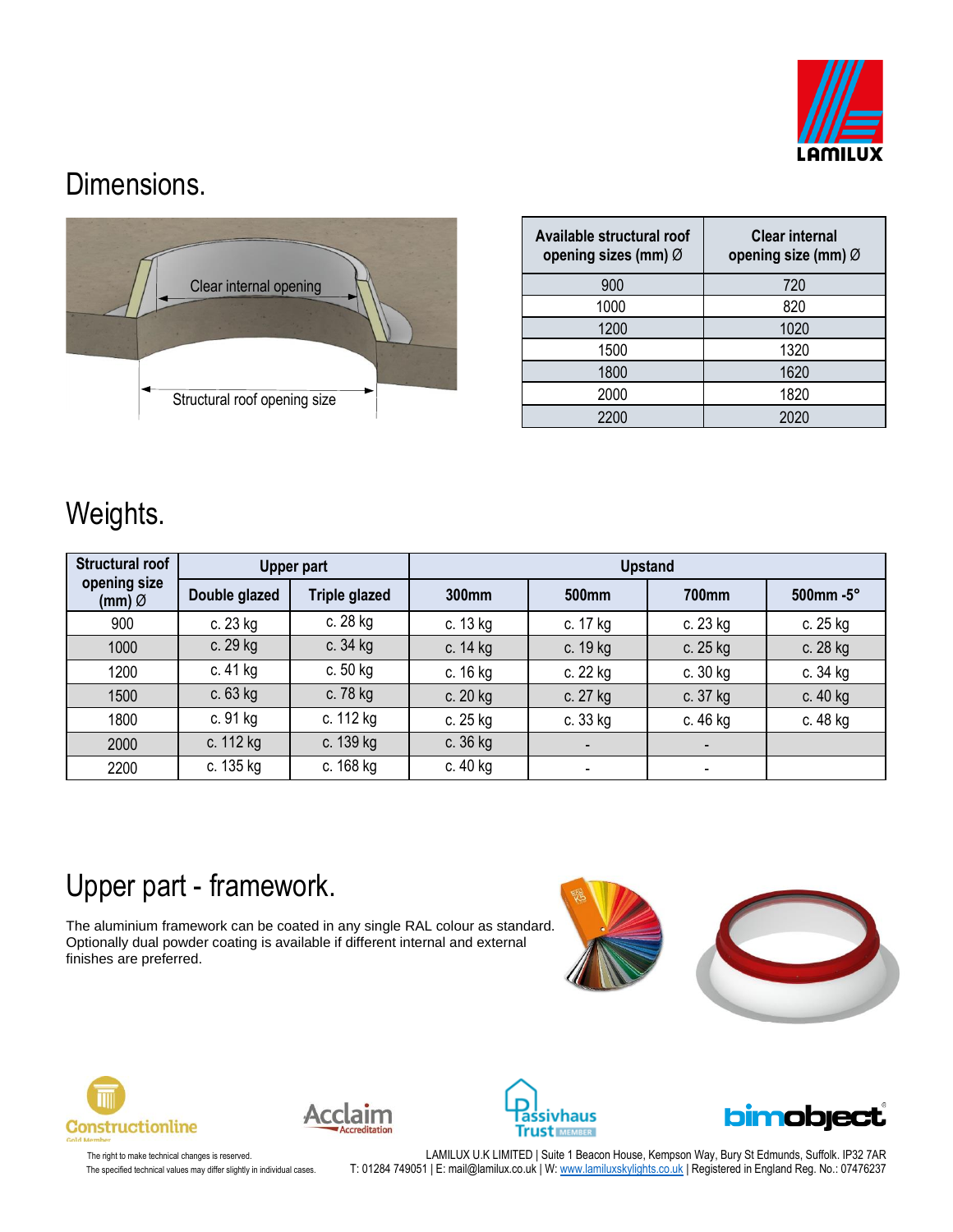## Dimensions.

Clear internal opening

Structural roof opening size

| Available structural roof opening sizes (mm) Ø | Clear internal opening size (mm) Ø |
|---|---|
| 900 | 720 |
| 1000 | 820 |
| 1200 | 1020 |
| 1500 | 1320 |
| 1800 | 1620 |
| 2000 | 1820 |
| 2200 | 2020 |

## Weights.

| Structural roof opening size (mm) Ø | Upper part | | Upstand | | | |
|---|---|---|---|---|---|---|
| | Double glazed | Triple glazed | 300mm | 500mm | 700mm | 500mm -5° |
| 900 | c. 23 kg | c. 28 kg | c. 13 kg | c. 17 kg | c. 23 kg | c. 25 kg |
| 1000 | c. 29 kg | c. 34 kg | c. 14 kg | c. 19 kg | c. 25 kg | c. 28 kg |
| 1200 | c. 41 kg | c. 50 kg | c. 16 kg | c. 22 kg | c. 30 kg | c. 34 kg |
| 1500 | c. 63 kg | c. 78 kg | c. 20 kg | c. 27 kg | c. 37 kg | c. 40 kg |
| 1800 | c. 91 kg | c. 112 kg | c. 25 kg | c. 33 kg | c. 46 kg | c. 48 kg |
| 2000 | c. 112 kg | c. 139 kg | c. 36 kg | - | - | |
| 2200 | c. 135 kg | c. 168 kg | c. 40 kg | - | - | |

## Upper part - framework.

The aluminium framework can be coated in any single RAL colour as standard. Optionally dual powder coating is available if different internal and external finishes are preferred.

The right to make technical changes is reserved.
The specified technical values may differ slightly in individual cases.

LAMILUX U.K LIMITED | Suite 1 Beacon House, Kempson Way, Bury St Edmunds, Suffolk. IP32 7AR
T: 01284 749051 | E: mail@lamilux.co.uk | W: www.lamiluxskylights.co.uk | Registered in England Reg. No.: 07476237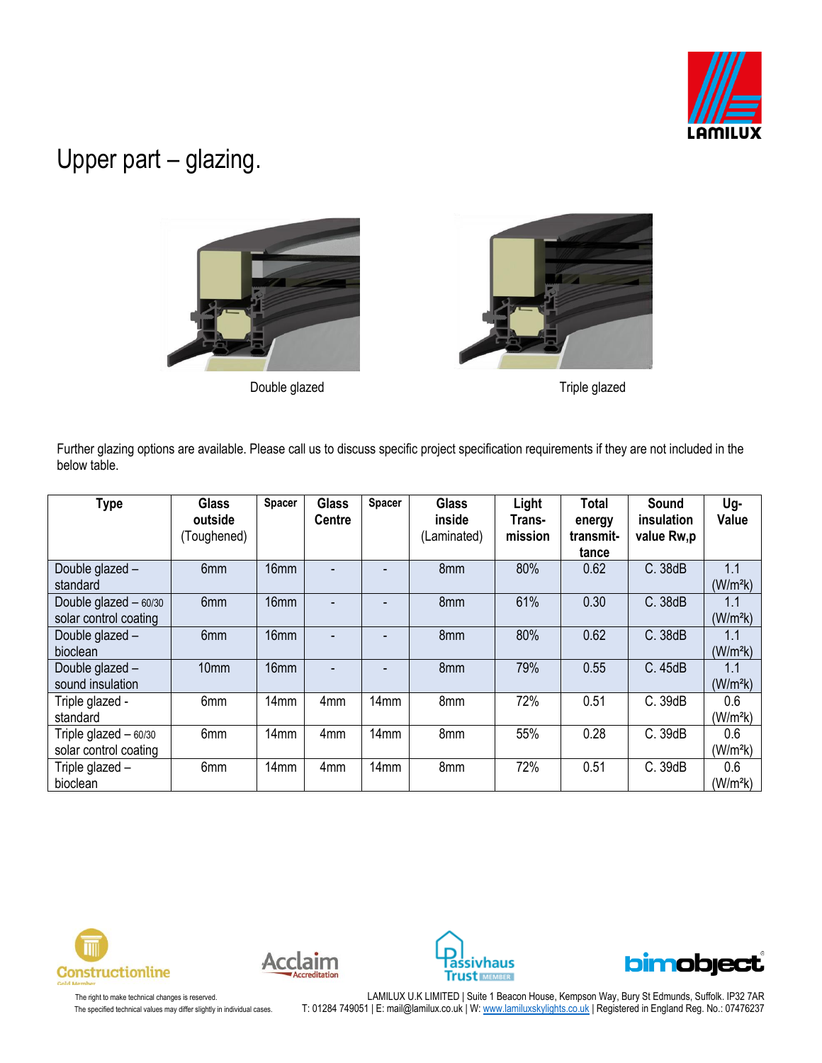# Upper part – glazing.

Double glazed

Triple glazed

Further glazing options are available. Please call us to discuss specific project specification requirements if they are not included in the below table.

| Type | Glass outside (Toughened) | Spacer | Glass Centre | Spacer | Glass inside (Laminated) | Light Trans-mission | Total energy transmit-tance | Sound insulation value Rw,p | Ug-Value |
|---|---|---|---|---|---|---|---|---|---|
| Double glazed – standard | 6mm | 16mm | - | - | 8mm | 80% | 0.62 | C. 38dB | 1.1 (W/m²k) |
| Double glazed – 60/30 solar control coating | 6mm | 16mm | - | - | 8mm | 61% | 0.30 | C. 38dB | 1.1 (W/m²k) |
| Double glazed – bioclean | 6mm | 16mm | - | - | 8mm | 80% | 0.62 | C. 38dB | 1.1 (W/m²k) |
| Double glazed – sound insulation | 10mm | 16mm | - | - | 8mm | 79% | 0.55 | C. 45dB | 1.1 (W/m²k) |
| Triple glazed - standard | 6mm | 14mm | 4mm | 14mm | 8mm | 72% | 0.51 | C. 39dB | 0.6 (W/m²k) |
| Triple glazed – 60/30 solar control coating | 6mm | 14mm | 4mm | 14mm | 8mm | 55% | 0.28 | C. 39dB | 0.6 (W/m²k) |
| Triple glazed – bioclean | 6mm | 14mm | 4mm | 14mm | 8mm | 72% | 0.51 | C. 39dB | 0.6 (W/m²k) |

The right to make technical changes is reserved.
The specified technical values may differ slightly in individual cases.

LAMILUX U.K LIMITED | Suite 1 Beacon House, Kempson Way, Bury St Edmunds, Suffolk. IP32 7AR
T: 01284 749051 | E: mail@lamilux.co.uk | W: www.lamiluxskylights.co.uk | Registered in England Reg. No.: 07476237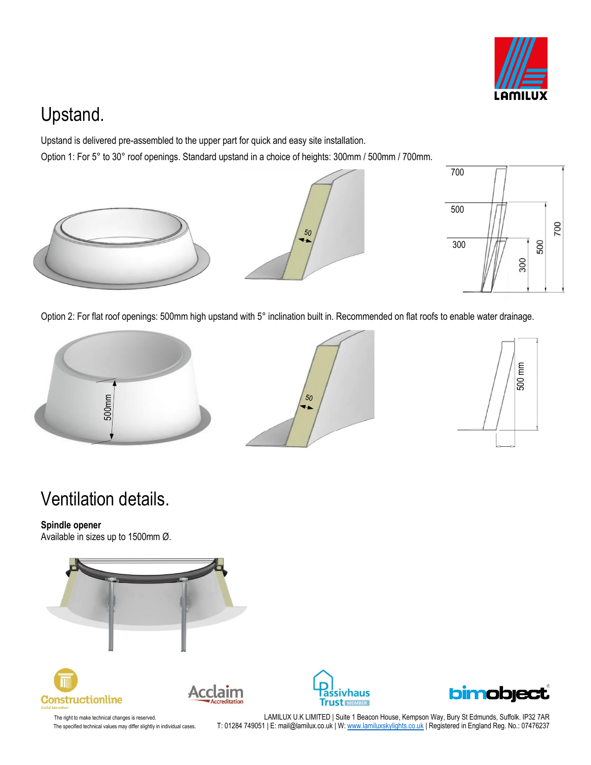# Upstand.

Upstand is delivered pre-assembled to the upper part for quick and easy site installation.

Option 1: For 5° to 30° roof openings. Standard upstand in a choice of heights: 300mm / 500mm / 700mm.

50

700

500

300

700

500

300

Option 2: For flat roof openings: 500mm high upstand with 5° inclination built in. Recommended on flat roofs to enable water drainage.

500mm

50

500 mm

# Ventilation details.

**Spindle opener**

Available in sizes up to 1500mm Ø.

The right to make technical changes is reserved.
The specified technical values may differ slightly in individual cases.

LAMILUX U.K LIMITED | Suite 1 Beacon House, Kempson Way, Bury St Edmunds, Suffolk. IP32 7AR
T: 01284 749051 | E: mail@lamilux.co.uk | W: www.lamiluxskylights.co.uk | Registered in England Reg. No.: 07476237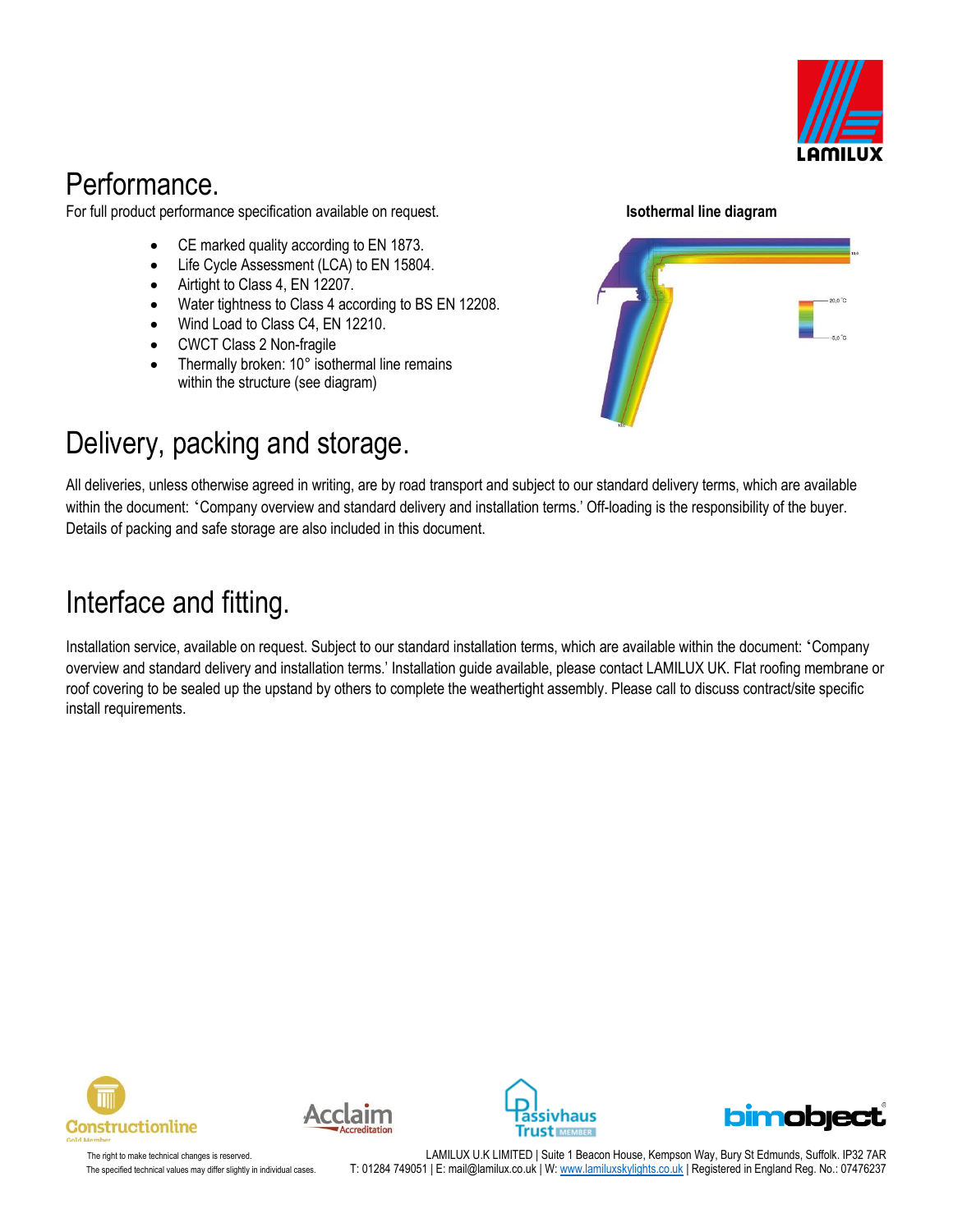# Performance.

For full product performance specification available on request.

- CE marked quality according to EN 1873.
- Life Cycle Assessment (LCA) to EN 15804.
- Airtight to Class 4, EN 12207.
- Water tightness to Class 4 according to BS EN 12208.
- Wind Load to Class C4, EN 12210.
- CWCT Class 2 Non-fragile
- Thermally broken: 10° isothermal line remains within the structure (see diagram)

**Isothermal line diagram**

20,0 °C

-5,0 °C

# Delivery, packing and storage.

All deliveries, unless otherwise agreed in writing, are by road transport and subject to our standard delivery terms, which are available within the document: 'Company overview and standard delivery and installation terms.' Off-loading is the responsibility of the buyer. Details of packing and safe storage are also included in this document.

# Interface and fitting.

Installation service, available on request. Subject to our standard installation terms, which are available within the document: 'Company overview and standard delivery and installation terms.' Installation guide available, please contact LAMILUX UK. Flat roofing membrane or roof covering to be sealed up the upstand by others to complete the weathertight assembly. Please call to discuss contract/site specific install requirements.

The right to make technical changes is reserved.
The specified technical values may differ slightly in individual cases.

LAMILUX U.K LIMITED | Suite 1 Beacon House, Kempson Way, Bury St Edmunds, Suffolk. IP32 7AR
T: 01284 749051 | E: mail@lamilux.co.uk | W: www.lamiluxskylights.co.uk | Registered in England Reg. No.: 07476237